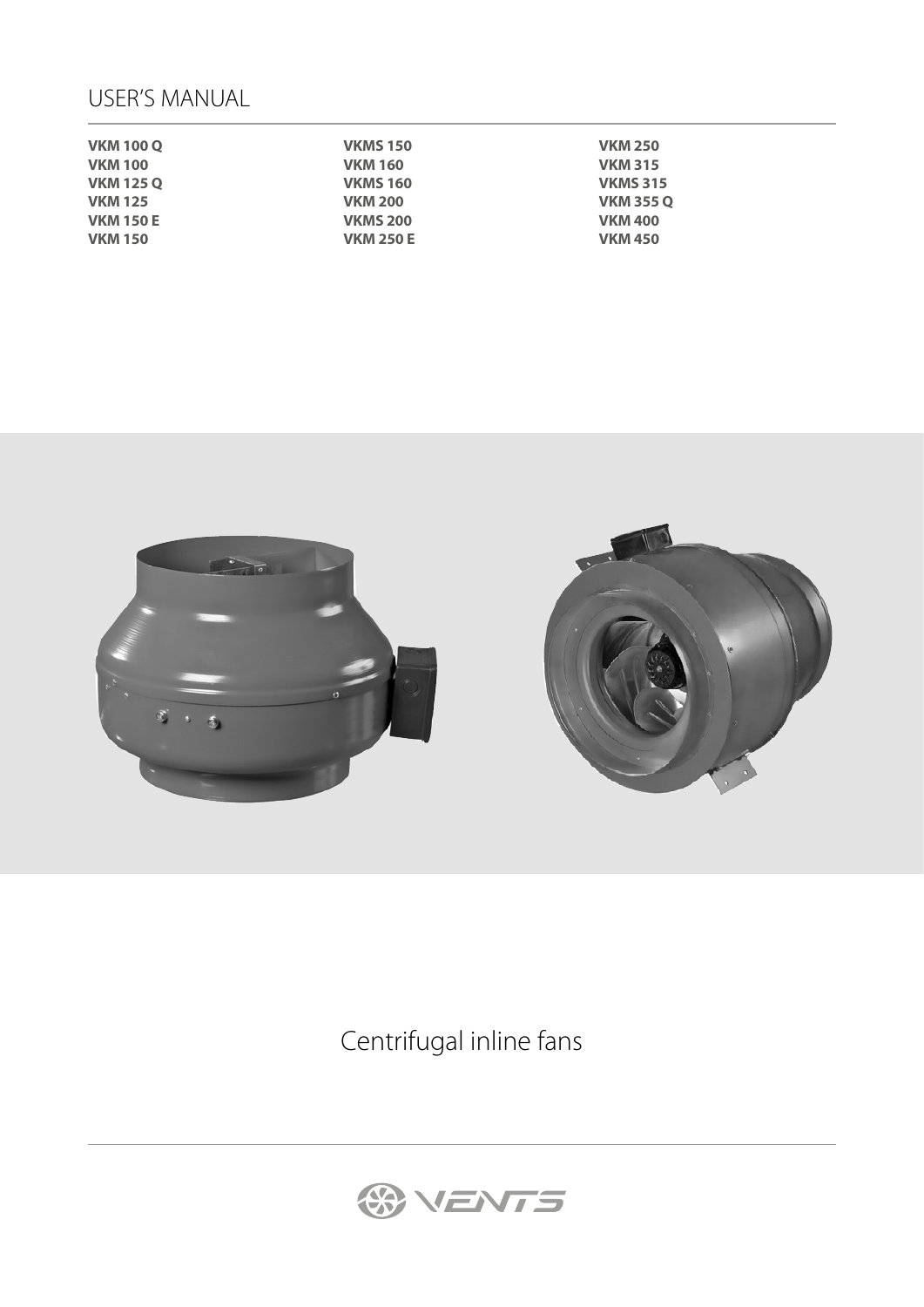# USER'S MANUAL

**VKM 100 Q**
**VKM 100**
**VKM 125 Q**
**VKM 125**
**VKM 150 E**
**VKM 150**
**VKMS 150**
**VKM 160**
**VKMS 160**
**VKM 200**
**VKMS 200**
**VKM 250 E**
**VKM 250**
**VKM 315**
**VKMS 315**
**VKM 355 Q**
**VKM 400**
**VKM 450**

Centrifugal inline fans

VENTS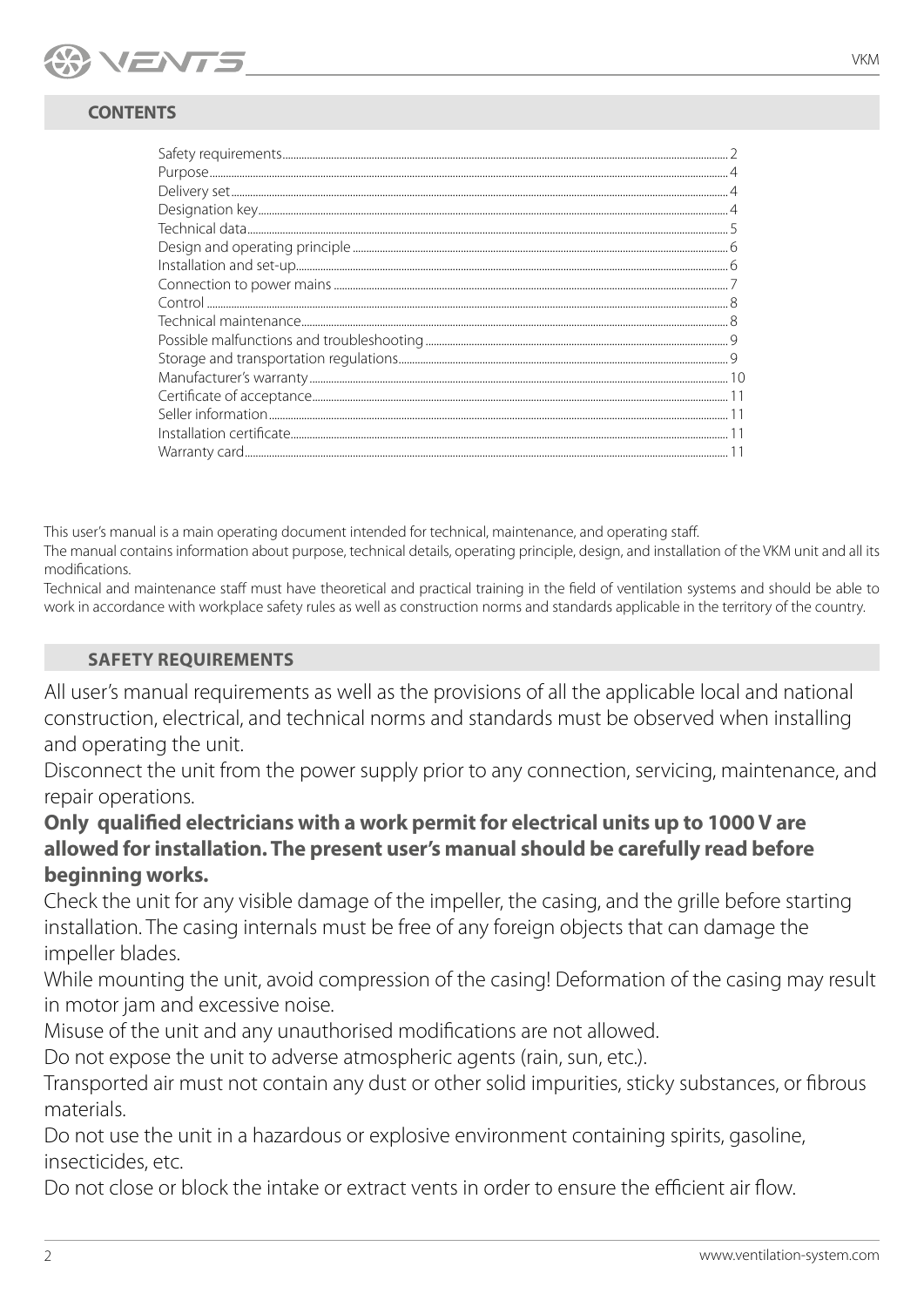## CONTENTS

| | |
|---|---|
| Safety requirements | 2 |
| Purpose | 4 |
| Delivery set | 4 |
| Designation key | 4 |
| Technical data | 5 |
| Design and operating principle | 6 |
| Installation and set-up | 6 |
| Connection to power mains | 7 |
| Control | 8 |
| Technical maintenance | 8 |
| Possible malfunctions and troubleshooting | 9 |
| Storage and transportation regulations | 9 |
| Manufacturer's warranty | 10 |
| Certificate of acceptance | 11 |
| Seller information | 11 |
| Installation certificate | 11 |
| Warranty card | 11 |

This user's manual is a main operating document intended for technical, maintenance, and operating staff.
The manual contains information about purpose, technical details, operating principle, design, and installation of the VKM unit and all its modifications.
Technical and maintenance staff must have theoretical and practical training in the field of ventilation systems and should be able to work in accordance with workplace safety rules as well as construction norms and standards applicable in the territory of the country.

## SAFETY REQUIREMENTS

All user's manual requirements as well as the provisions of all the applicable local and national construction, electrical, and technical norms and standards must be observed when installing and operating the unit.

Disconnect the unit from the power supply prior to any connection, servicing, maintenance, and repair operations.

**Only qualified electricians with a work permit for electrical units up to 1000 V are allowed for installation. The present user's manual should be carefully read before beginning works.**

Check the unit for any visible damage of the impeller, the casing, and the grille before starting installation. The casing internals must be free of any foreign objects that can damage the impeller blades.

While mounting the unit, avoid compression of the casing! Deformation of the casing may result in motor jam and excessive noise.

Misuse of the unit and any unauthorised modifications are not allowed.

Do not expose the unit to adverse atmospheric agents (rain, sun, etc.).

Transported air must not contain any dust or other solid impurities, sticky substances, or fibrous materials.

Do not use the unit in a hazardous or explosive environment containing spirits, gasoline, insecticides, etc.

Do not close or block the intake or extract vents in order to ensure the efficient air flow.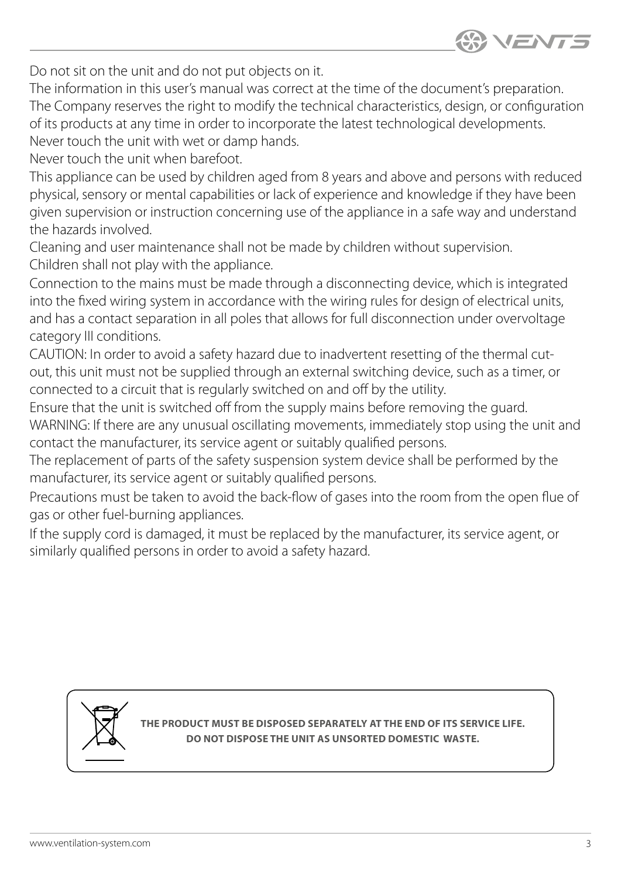Do not sit on the unit and do not put objects on it.

The information in this user's manual was correct at the time of the document's preparation.

The Company reserves the right to modify the technical characteristics, design, or configuration of its products at any time in order to incorporate the latest technological developments.

Never touch the unit with wet or damp hands.

Never touch the unit when barefoot.

This appliance can be used by children aged from 8 years and above and persons with reduced physical, sensory or mental capabilities or lack of experience and knowledge if they have been given supervision or instruction concerning use of the appliance in a safe way and understand the hazards involved.

Cleaning and user maintenance shall not be made by children without supervision.

Children shall not play with the appliance.

Connection to the mains must be made through a disconnecting device, which is integrated into the fixed wiring system in accordance with the wiring rules for design of electrical units, and has a contact separation in all poles that allows for full disconnection under overvoltage category III conditions.

CAUTION: In order to avoid a safety hazard due to inadvertent resetting of the thermal cut-out, this unit must not be supplied through an external switching device, such as a timer, or connected to a circuit that is regularly switched on and off by the utility.

Ensure that the unit is switched off from the supply mains before removing the guard.

WARNING: If there are any unusual oscillating movements, immediately stop using the unit and contact the manufacturer, its service agent or suitably qualified persons.

The replacement of parts of the safety suspension system device shall be performed by the manufacturer, its service agent or suitably qualified persons.

Precautions must be taken to avoid the back-flow of gases into the room from the open flue of gas or other fuel-burning appliances.

If the supply cord is damaged, it must be replaced by the manufacturer, its service agent, or similarly qualified persons in order to avoid a safety hazard.

**THE PRODUCT MUST BE DISPOSED SEPARATELY AT THE END OF ITS SERVICE LIFE.**
**DO NOT DISPOSE THE UNIT AS UNSORTED DOMESTIC WASTE.**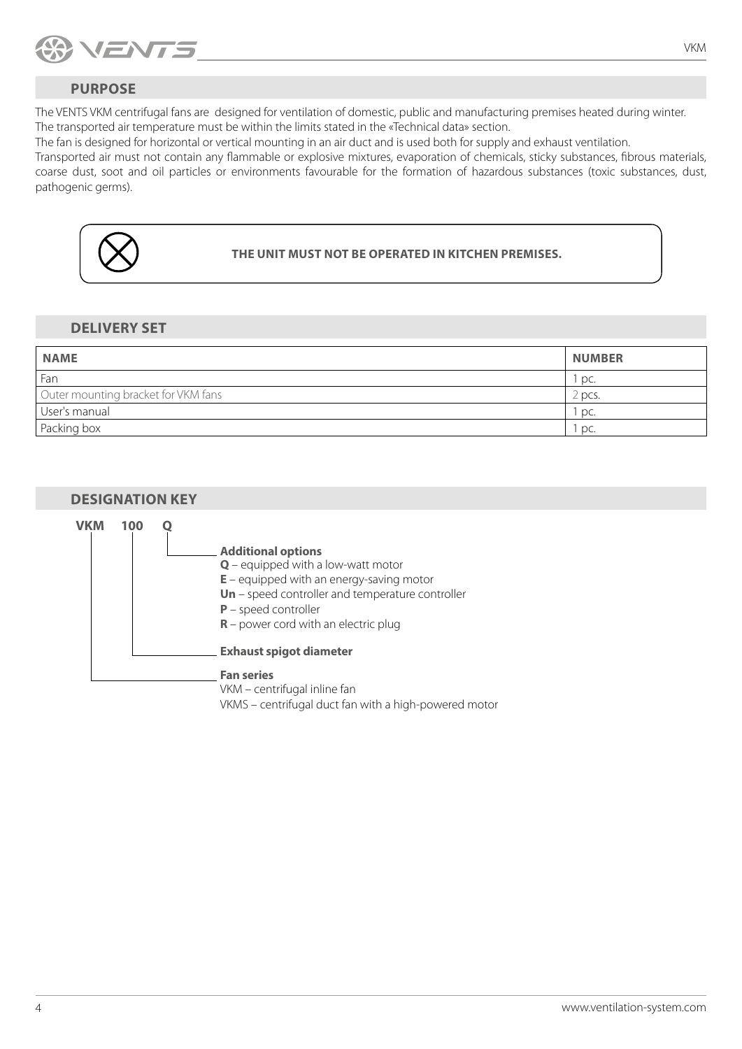## PURPOSE

The VENTS VKM centrifugal fans are designed for ventilation of domestic, public and manufacturing premises heated during winter.
The transported air temperature must be within the limits stated in the «Technical data» section.
The fan is designed for horizontal or vertical mounting in an air duct and is used both for supply and exhaust ventilation.
Transported air must not contain any flammable or explosive mixtures, evaporation of chemicals, sticky substances, fibrous materials, coarse dust, soot and oil particles or environments favourable for the formation of hazardous substances (toxic substances, dust, pathogenic germs).

**THE UNIT MUST NOT BE OPERATED IN KITCHEN PREMISES.**

## DELIVERY SET

| NAME | NUMBER |
|---|---|
| Fan | 1 pc. |
| Outer mounting bracket for VKM fans | 2 pcs. |
| User's manual | 1 pc. |
| Packing box | 1 pc. |

## DESIGNATION KEY

**VKM 100 Q**

**Additional options**
- **Q** – equipped with a low-watt motor
- **E** – equipped with an energy-saving motor
- **Un** – speed controller and temperature controller
- **P** – speed controller
- **R** – power cord with an electric plug

**Exhaust spigot diameter**

**Fan series**
VKM – centrifugal inline fan
VKMS – centrifugal duct fan with a high-powered motor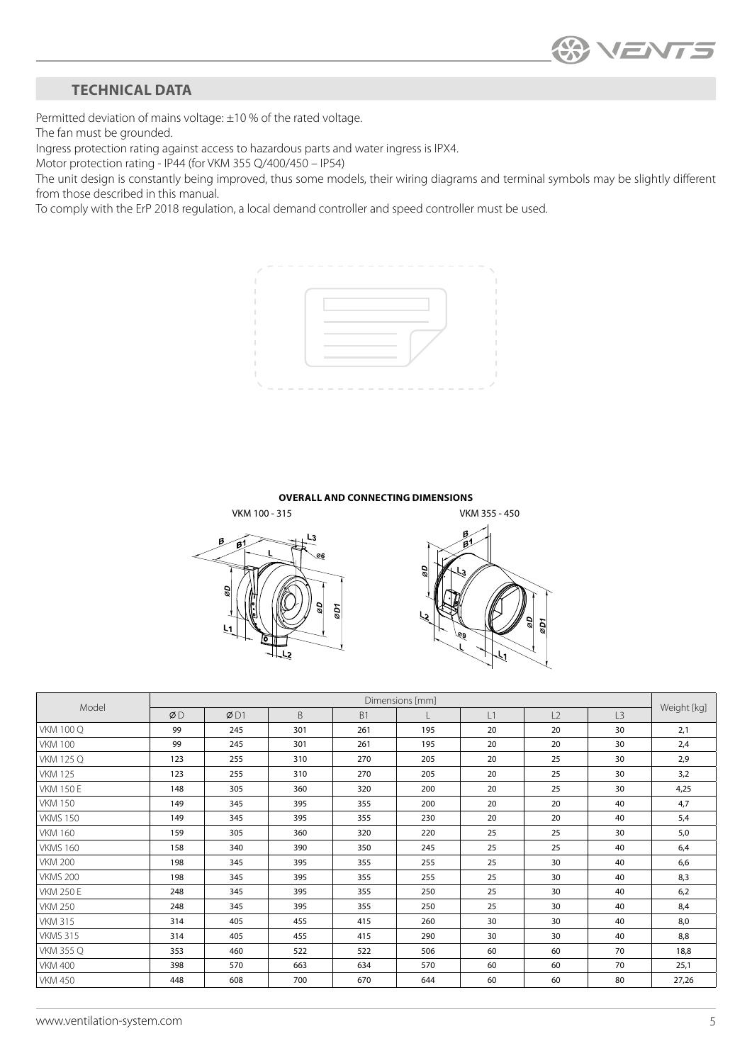## TECHNICAL DATA

Permitted deviation of mains voltage: ±10 % of the rated voltage.
The fan must be grounded.
Ingress protection rating against access to hazardous parts and water ingress is IPX4.
Motor protection rating - IP44 (for VKM 355 Q/400/450 – IP54)
The unit design is constantly being improved, thus some models, their wiring diagrams and terminal symbols may be slightly different from those described in this manual.
To comply with the ErP 2018 regulation, a local demand controller and speed controller must be used.

**OVERALL AND CONNECTING DIMENSIONS**

VKM 100 - 315

VKM 355 - 450

| Model | Dimensions [mm] | | | | | | | | Weight [kg] |
|---|---|---|---|---|---|---|---|---|---|
| | ØD | ØD1 | B | B1 | L | L1 | L2 | L3 | |
| VKM 100 Q | 99 | 245 | 301 | 261 | 195 | 20 | 20 | 30 | 2,1 |
| VKM 100 | 99 | 245 | 301 | 261 | 195 | 20 | 20 | 30 | 2,4 |
| VKM 125 Q | 123 | 255 | 310 | 270 | 205 | 20 | 25 | 30 | 2,9 |
| VKM 125 | 123 | 255 | 310 | 270 | 205 | 20 | 25 | 30 | 3,2 |
| VKM 150 E | 148 | 305 | 360 | 320 | 200 | 20 | 25 | 30 | 4,25 |
| VKM 150 | 149 | 345 | 395 | 355 | 200 | 20 | 20 | 40 | 4,7 |
| VKMS 150 | 149 | 345 | 395 | 355 | 230 | 20 | 20 | 40 | 5,4 |
| VKM 160 | 159 | 305 | 360 | 320 | 220 | 25 | 25 | 30 | 5,0 |
| VKMS 160 | 158 | 340 | 390 | 350 | 245 | 25 | 25 | 40 | 6,4 |
| VKM 200 | 198 | 345 | 395 | 355 | 255 | 25 | 30 | 40 | 6,6 |
| VKMS 200 | 198 | 345 | 395 | 355 | 255 | 25 | 30 | 40 | 8,3 |
| VKM 250 E | 248 | 345 | 395 | 355 | 250 | 25 | 30 | 40 | 6,2 |
| VKM 250 | 248 | 345 | 395 | 355 | 250 | 25 | 30 | 40 | 8,4 |
| VKM 315 | 314 | 405 | 455 | 415 | 260 | 30 | 30 | 40 | 8,0 |
| VKMS 315 | 314 | 405 | 455 | 415 | 290 | 30 | 30 | 40 | 8,8 |
| VKM 355 Q | 353 | 460 | 522 | 522 | 506 | 60 | 60 | 70 | 18,8 |
| VKM 400 | 398 | 570 | 663 | 634 | 570 | 60 | 60 | 70 | 25,1 |
| VKM 450 | 448 | 608 | 700 | 670 | 644 | 60 | 60 | 80 | 27,26 |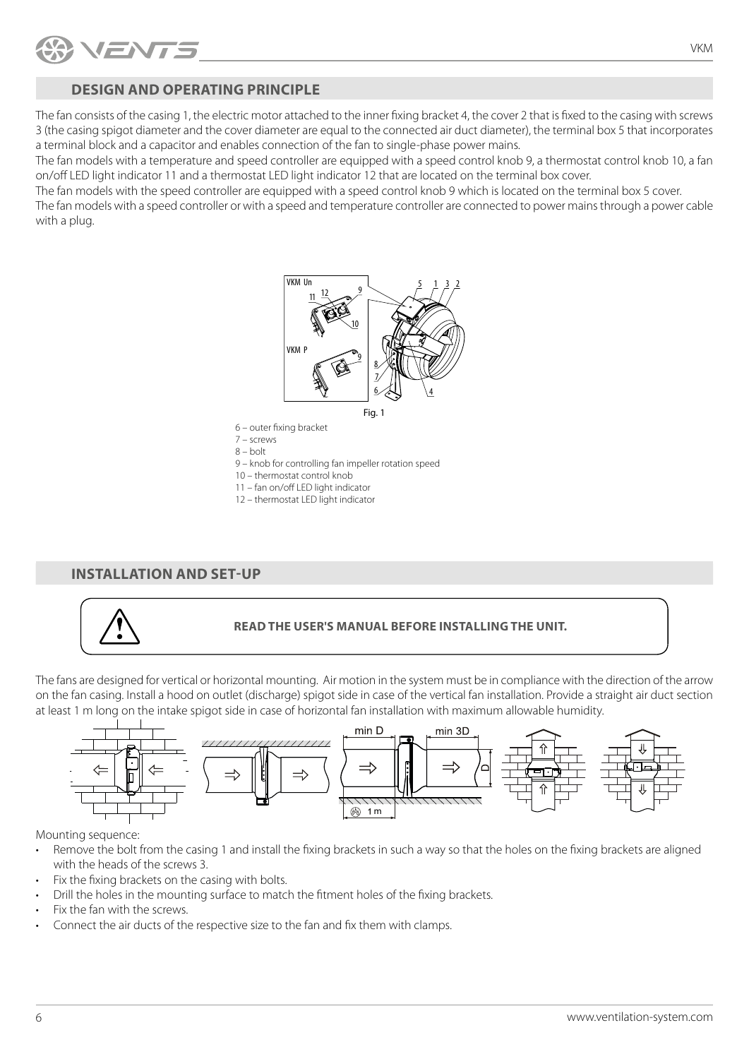## DESIGN AND OPERATING PRINCIPLE

The fan consists of the casing 1, the electric motor attached to the inner fixing bracket 4, the cover 2 that is fixed to the casing with screws 3 (the casing spigot diameter and the cover diameter are equal to the connected air duct diameter), the terminal box 5 that incorporates a terminal block and a capacitor and enables connection of the fan to single-phase power mains.

The fan models with a temperature and speed controller are equipped with a speed control knob 9, a thermostat control knob 10, a fan on/off LED light indicator 11 and a thermostat LED light indicator 12 that are located on the terminal box cover.

The fan models with the speed controller are equipped with a speed control knob 9 which is located on the terminal box 5 cover.

The fan models with a speed controller or with a speed and temperature controller are connected to power mains through a power cable with a plug.

Fig. 1

6 – outer fixing bracket
7 – screws
8 – bolt
9 – knob for controlling fan impeller rotation speed
10 – thermostat control knob
11 – fan on/off LED light indicator
12 – thermostat LED light indicator

## INSTALLATION AND SET-UP

**READ THE USER'S MANUAL BEFORE INSTALLING THE UNIT.**

The fans are designed for vertical or horizontal mounting. Air motion in the system must be in compliance with the direction of the arrow on the fan casing. Install a hood on outlet (discharge) spigot side in case of the vertical fan installation. Provide a straight air duct section at least 1 m long on the intake spigot side in case of horizontal fan installation with maximum allowable humidity.

Mounting sequence:

- Remove the bolt from the casing 1 and install the fixing brackets in such a way so that the holes on the fixing brackets are aligned with the heads of the screws 3.
- Fix the fixing brackets on the casing with bolts.
- Drill the holes in the mounting surface to match the fitment holes of the fixing brackets.
- Fix the fan with the screws.
- Connect the air ducts of the respective size to the fan and fix them with clamps.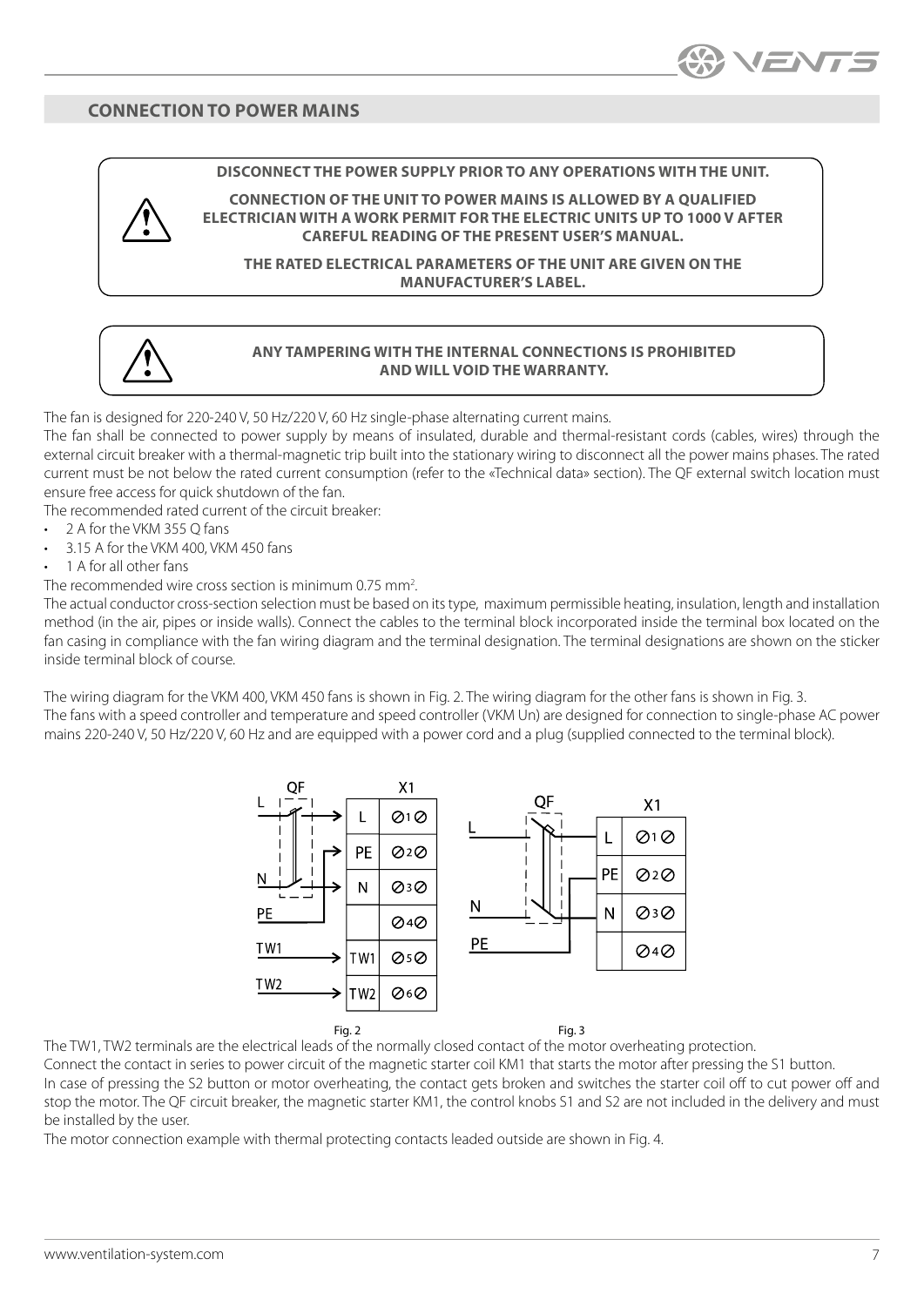## CONNECTION TO POWER MAINS

**DISCONNECT THE POWER SUPPLY PRIOR TO ANY OPERATIONS WITH THE UNIT.**

**CONNECTION OF THE UNIT TO POWER MAINS IS ALLOWED BY A QUALIFIED ELECTRICIAN WITH A WORK PERMIT FOR THE ELECTRIC UNITS UP TO 1000 V AFTER CAREFUL READING OF THE PRESENT USER'S MANUAL.**

**THE RATED ELECTRICAL PARAMETERS OF THE UNIT ARE GIVEN ON THE MANUFACTURER'S LABEL.**

**ANY TAMPERING WITH THE INTERNAL CONNECTIONS IS PROHIBITED AND WILL VOID THE WARRANTY.**

The fan is designed for 220-240 V, 50 Hz/220 V, 60 Hz single-phase alternating current mains.

The fan shall be connected to power supply by means of insulated, durable and thermal-resistant cords (cables, wires) through the external circuit breaker with a thermal-magnetic trip built into the stationary wiring to disconnect all the power mains phases. The rated current must be not below the rated current consumption (refer to the «Technical data» section). The QF external switch location must ensure free access for quick shutdown of the fan.

The recommended rated current of the circuit breaker:

- 2 A for the VKM 355 Q fans
- 3.15 A for the VKM 400, VKM 450 fans
- 1 A for all other fans

The recommended wire cross section is minimum 0.75 mm$^2$.

The actual conductor cross-section selection must be based on its type, maximum permissible heating, insulation, length and installation method (in the air, pipes or inside walls). Connect the cables to the terminal block incorporated inside the terminal box located on the fan casing in compliance with the fan wiring diagram and the terminal designation. The terminal designations are shown on the sticker inside terminal block of course.

The wiring diagram for the VKM 400, VKM 450 fans is shown in Fig. 2. The wiring diagram for the other fans is shown in Fig. 3.

The fans with a speed controller and temperature and speed controller (VKM Un) are designed for connection to single-phase AC power mains 220-240 V, 50 Hz/220 V, 60 Hz and are equipped with a power cord and a plug (supplied connected to the terminal block).

Fig. 2

Fig. 3

The TW1, TW2 terminals are the electrical leads of the normally closed contact of the motor overheating protection.

Connect the contact in series to power circuit of the magnetic starter coil KM1 that starts the motor after pressing the S1 button.

In case of pressing the S2 button or motor overheating, the contact gets broken and switches the starter coil off to cut power off and stop the motor. The QF circuit breaker, the magnetic starter KM1, the control knobs S1 and S2 are not included in the delivery and must be installed by the user.

The motor connection example with thermal protecting contacts leaded outside are shown in Fig. 4.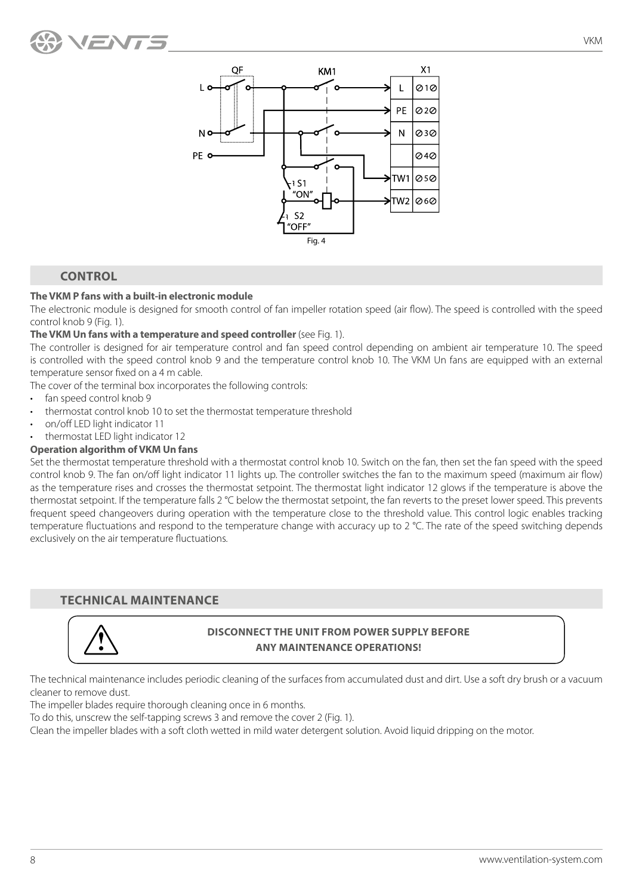Fig. 4

## CONTROL

**The VKM P fans with a built-in electronic module**

The electronic module is designed for smooth control of fan impeller rotation speed (air flow). The speed is controlled with the speed control knob 9 (Fig. 1).

**The VKM Un fans with a temperature and speed controller** (see Fig. 1).

The controller is designed for air temperature control and fan speed control depending on ambient air temperature 10. The speed is controlled with the speed control knob 9 and the temperature control knob 10. The VKM Un fans are equipped with an external temperature sensor fixed on a 4 m cable.

The cover of the terminal box incorporates the following controls:

- fan speed control knob 9
- thermostat control knob 10 to set the thermostat temperature threshold
- on/off LED light indicator 11
- thermostat LED light indicator 12

**Operation algorithm of VKM Un fans**

Set the thermostat temperature threshold with a thermostat control knob 10. Switch on the fan, then set the fan speed with the speed control knob 9. The fan on/off light indicator 11 lights up. The controller switches the fan to the maximum speed (maximum air flow) as the temperature rises and crosses the thermostat setpoint. The thermostat light indicator 12 glows if the temperature is above the thermostat setpoint. If the temperature falls 2 °C below the thermostat setpoint, the fan reverts to the preset lower speed. This prevents frequent speed changeovers during operation with the temperature close to the threshold value. This control logic enables tracking temperature fluctuations and respond to the temperature change with accuracy up to 2 °C. The rate of the speed switching depends exclusively on the air temperature fluctuations.

## TECHNICAL MAINTENANCE

**DISCONNECT THE UNIT FROM POWER SUPPLY BEFORE ANY MAINTENANCE OPERATIONS!**

The technical maintenance includes periodic cleaning of the surfaces from accumulated dust and dirt. Use a soft dry brush or a vacuum cleaner to remove dust.

The impeller blades require thorough cleaning once in 6 months.

To do this, unscrew the self-tapping screws 3 and remove the cover 2 (Fig. 1).

Clean the impeller blades with a soft cloth wetted in mild water detergent solution. Avoid liquid dripping on the motor.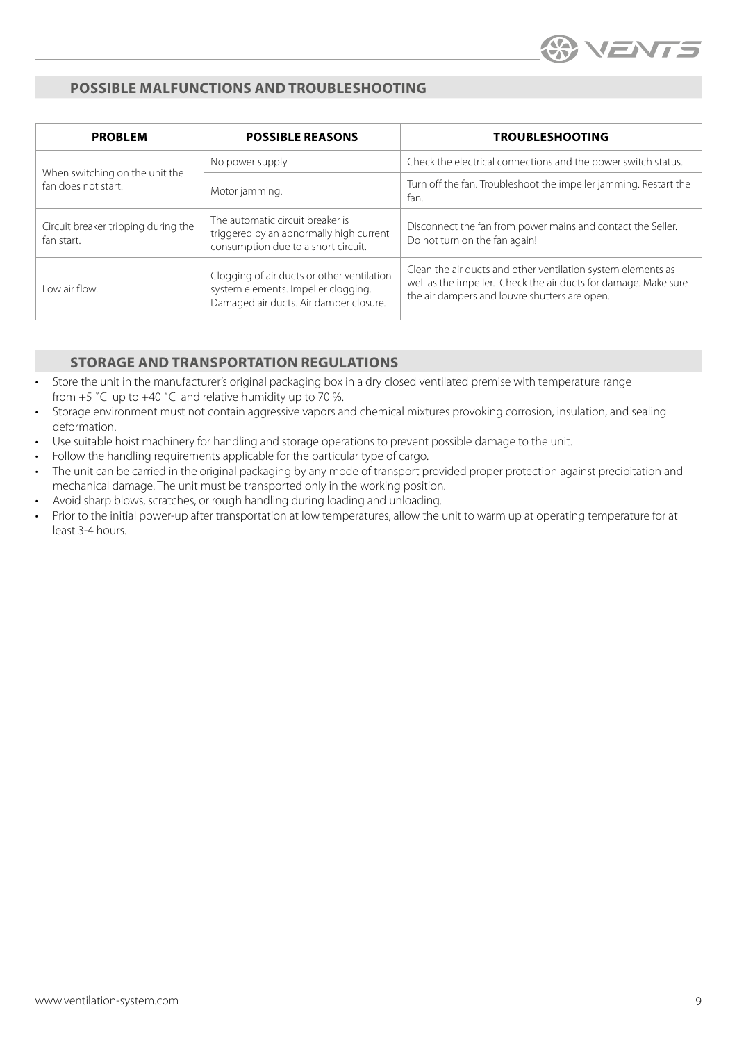## POSSIBLE MALFUNCTIONS AND TROUBLESHOOTING

| PROBLEM | POSSIBLE REASONS | TROUBLESHOOTING |
|---|---|---|
| When switching on the unit the fan does not start. | No power supply. | Check the electrical connections and the power switch status. |
| | Motor jamming. | Turn off the fan. Troubleshoot the impeller jamming. Restart the fan. |
| Circuit breaker tripping during the fan start. | The automatic circuit breaker is triggered by an abnormally high current consumption due to a short circuit. | Disconnect the fan from power mains and contact the Seller. Do not turn on the fan again! |
| Low air flow. | Clogging of air ducts or other ventilation system elements. Impeller clogging. Damaged air ducts. Air damper closure. | Clean the air ducts and other ventilation system elements as well as the impeller. Check the air ducts for damage. Make sure the air dampers and louvre shutters are open. |

## STORAGE AND TRANSPORTATION REGULATIONS

- Store the unit in the manufacturer's original packaging box in a dry closed ventilated premise with temperature range from +5 ˚C up to +40 ˚C and relative humidity up to 70 %.
- Storage environment must not contain aggressive vapors and chemical mixtures provoking corrosion, insulation, and sealing deformation.
- Use suitable hoist machinery for handling and storage operations to prevent possible damage to the unit.
- Follow the handling requirements applicable for the particular type of cargo.
- The unit can be carried in the original packaging by any mode of transport provided proper protection against precipitation and mechanical damage. The unit must be transported only in the working position.
- Avoid sharp blows, scratches, or rough handling during loading and unloading.
- Prior to the initial power-up after transportation at low temperatures, allow the unit to warm up at operating temperature for at least 3-4 hours.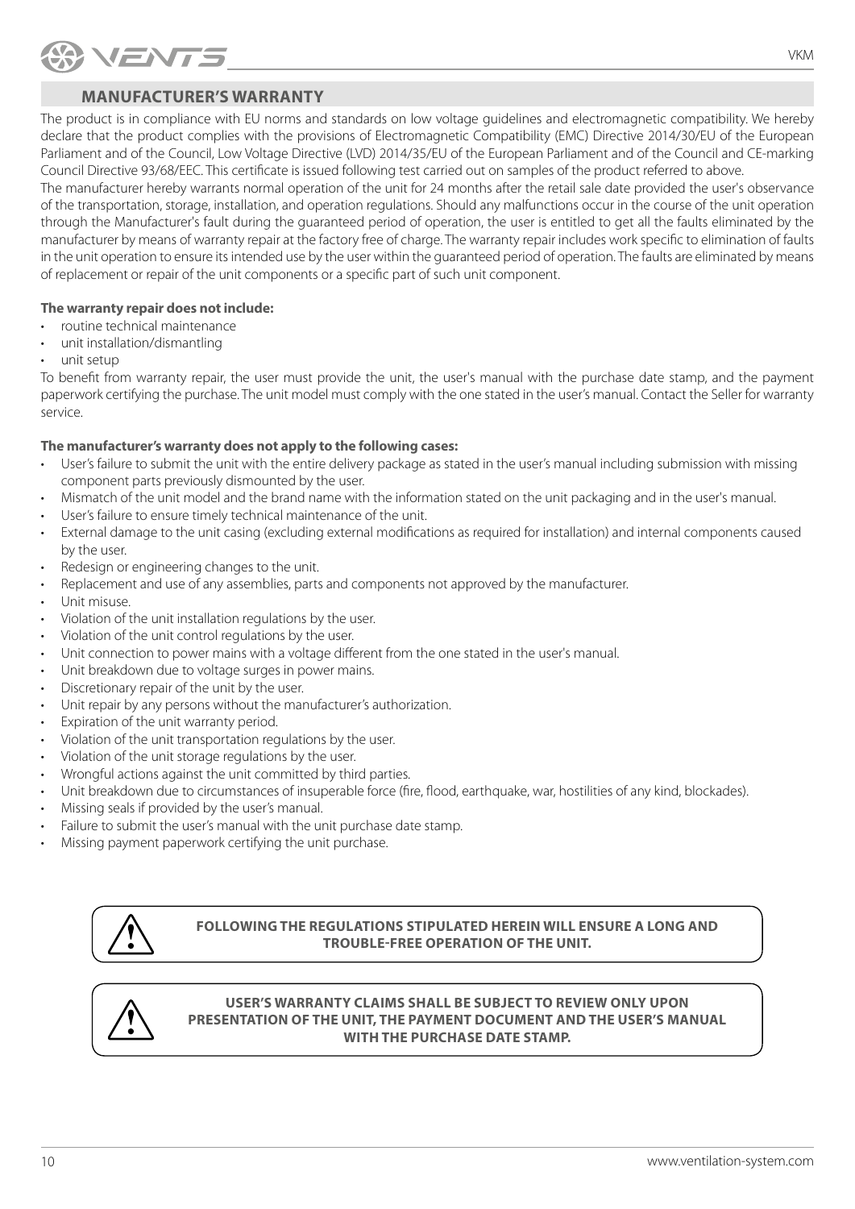## MANUFACTURER'S WARRANTY

The product is in compliance with EU norms and standards on low voltage guidelines and electromagnetic compatibility. We hereby declare that the product complies with the provisions of Electromagnetic Compatibility (EMC) Directive 2014/30/EU of the European Parliament and of the Council, Low Voltage Directive (LVD) 2014/35/EU of the European Parliament and of the Council and CE-marking Council Directive 93/68/EEC. This certificate is issued following test carried out on samples of the product referred to above.

The manufacturer hereby warrants normal operation of the unit for 24 months after the retail sale date provided the user's observance of the transportation, storage, installation, and operation regulations. Should any malfunctions occur in the course of the unit operation through the Manufacturer's fault during the guaranteed period of operation, the user is entitled to get all the faults eliminated by the manufacturer by means of warranty repair at the factory free of charge. The warranty repair includes work specific to elimination of faults in the unit operation to ensure its intended use by the user within the guaranteed period of operation. The faults are eliminated by means of replacement or repair of the unit components or a specific part of such unit component.

**The warranty repair does not include:**

- routine technical maintenance
- unit installation/dismantling
- unit setup

To benefit from warranty repair, the user must provide the unit, the user's manual with the purchase date stamp, and the payment paperwork certifying the purchase. The unit model must comply with the one stated in the user's manual. Contact the Seller for warranty service.

**The manufacturer's warranty does not apply to the following cases:**

- User's failure to submit the unit with the entire delivery package as stated in the user's manual including submission with missing component parts previously dismounted by the user.
- Mismatch of the unit model and the brand name with the information stated on the unit packaging and in the user's manual.
- User's failure to ensure timely technical maintenance of the unit.
- External damage to the unit casing (excluding external modifications as required for installation) and internal components caused by the user.
- Redesign or engineering changes to the unit.
- Replacement and use of any assemblies, parts and components not approved by the manufacturer.
- Unit misuse.
- Violation of the unit installation regulations by the user.
- Violation of the unit control regulations by the user.
- Unit connection to power mains with a voltage different from the one stated in the user's manual.
- Unit breakdown due to voltage surges in power mains.
- Discretionary repair of the unit by the user.
- Unit repair by any persons without the manufacturer's authorization.
- Expiration of the unit warranty period.
- Violation of the unit transportation regulations by the user.
- Violation of the unit storage regulations by the user.
- Wrongful actions against the unit committed by third parties.
- Unit breakdown due to circumstances of insuperable force (fire, flood, earthquake, war, hostilities of any kind, blockades).
- Missing seals if provided by the user's manual.
- Failure to submit the user's manual with the unit purchase date stamp.
- Missing payment paperwork certifying the unit purchase.

**FOLLOWING THE REGULATIONS STIPULATED HEREIN WILL ENSURE A LONG AND TROUBLE-FREE OPERATION OF THE UNIT.**

**USER'S WARRANTY CLAIMS SHALL BE SUBJECT TO REVIEW ONLY UPON PRESENTATION OF THE UNIT, THE PAYMENT DOCUMENT AND THE USER'S MANUAL WITH THE PURCHASE DATE STAMP.**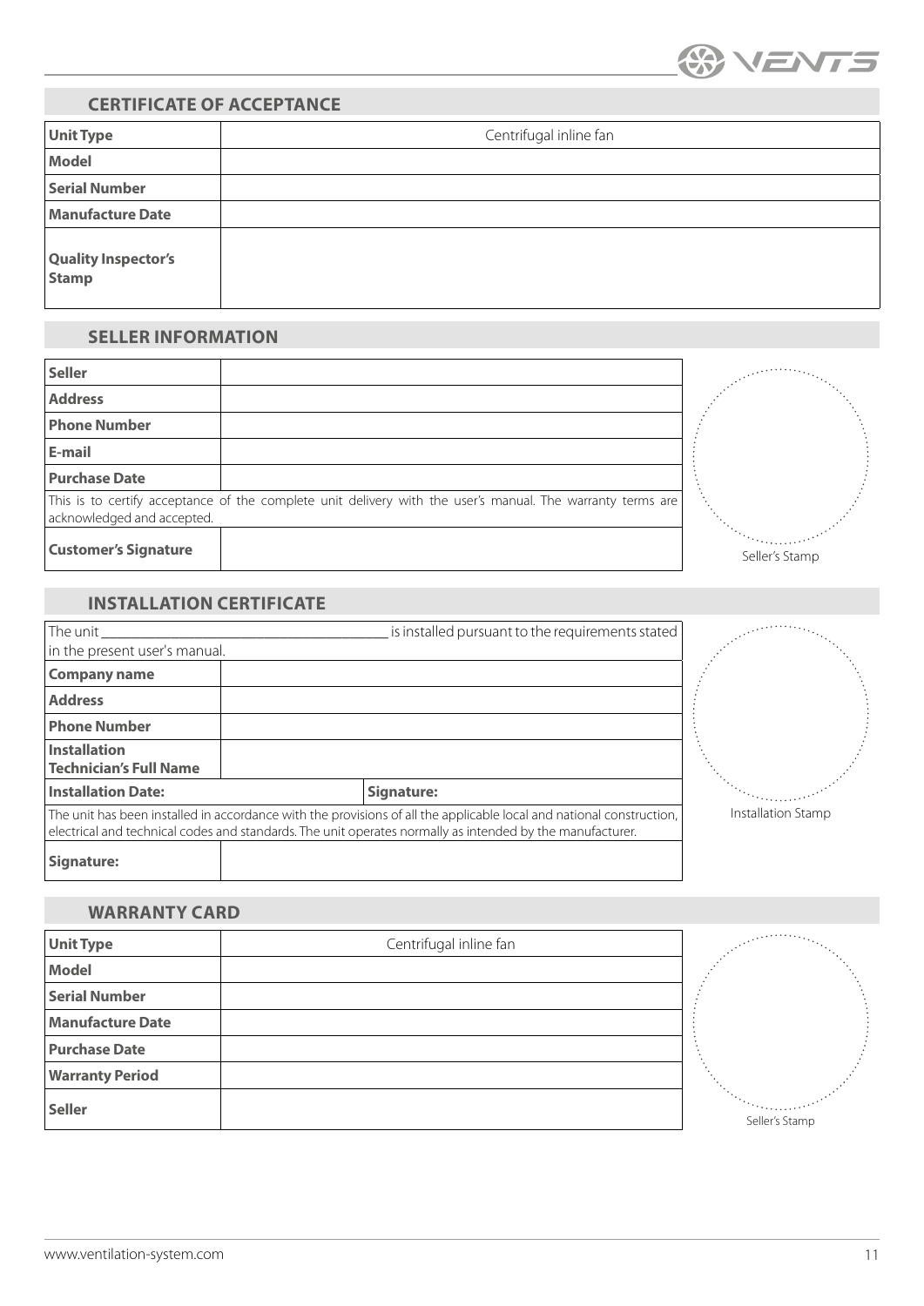## CERTIFICATE OF ACCEPTANCE

| **Unit Type** | Centrifugal inline fan |
|---|---|
| **Model** | |
| **Serial Number** | |
| **Manufacture Date** | |
| **Quality Inspector's Stamp** | |

## SELLER INFORMATION

| **Seller** | |
|---|---|
| **Address** | |
| **Phone Number** | |
| **E-mail** | |
| **Purchase Date** | |

This is to certify acceptance of the complete unit delivery with the user's manual. The warranty terms are acknowledged and accepted.

| **Customer's Signature** | |
|---|---|

Seller's Stamp

## INSTALLATION CERTIFICATE

The unit ______________________ is installed pursuant to the requirements stated in the present user's manual.

| **Company name** | |
|---|---|
| **Address** | |
| **Phone Number** | |
| **Installation Technician's Full Name** | |
| **Installation Date:** | **Signature:** |

The unit has been installed in accordance with the provisions of all the applicable local and national construction, electrical and technical codes and standards. The unit operates normally as intended by the manufacturer.

| **Signature:** | |
|---|---|

Installation Stamp

## WARRANTY CARD

| **Unit Type** | Centrifugal inline fan |
|---|---|
| **Model** | |
| **Serial Number** | |
| **Manufacture Date** | |
| **Purchase Date** | |
| **Warranty Period** | |
| **Seller** | |

Seller's Stamp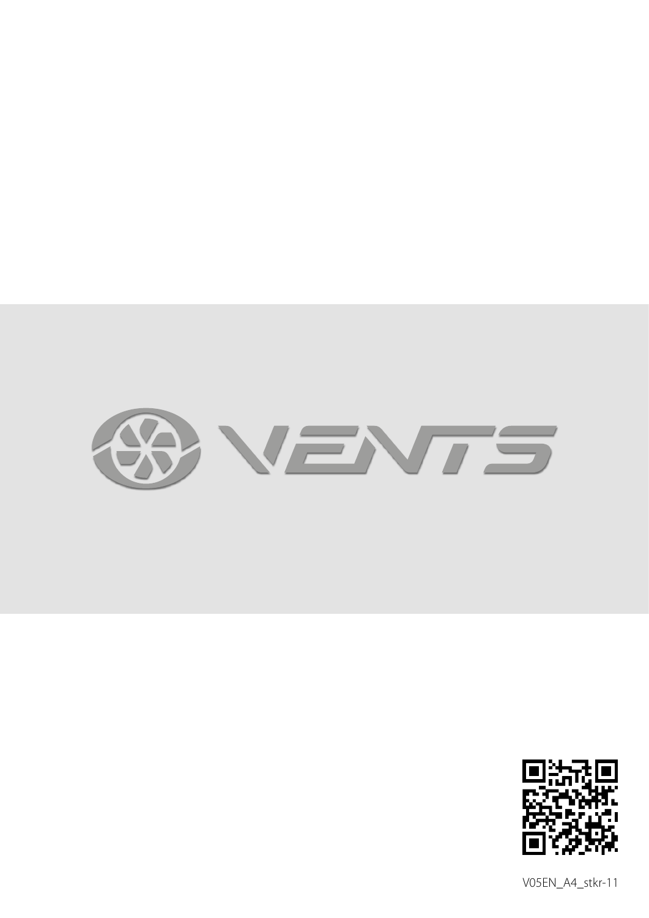VENTS

V05EN_A4_stkr-11